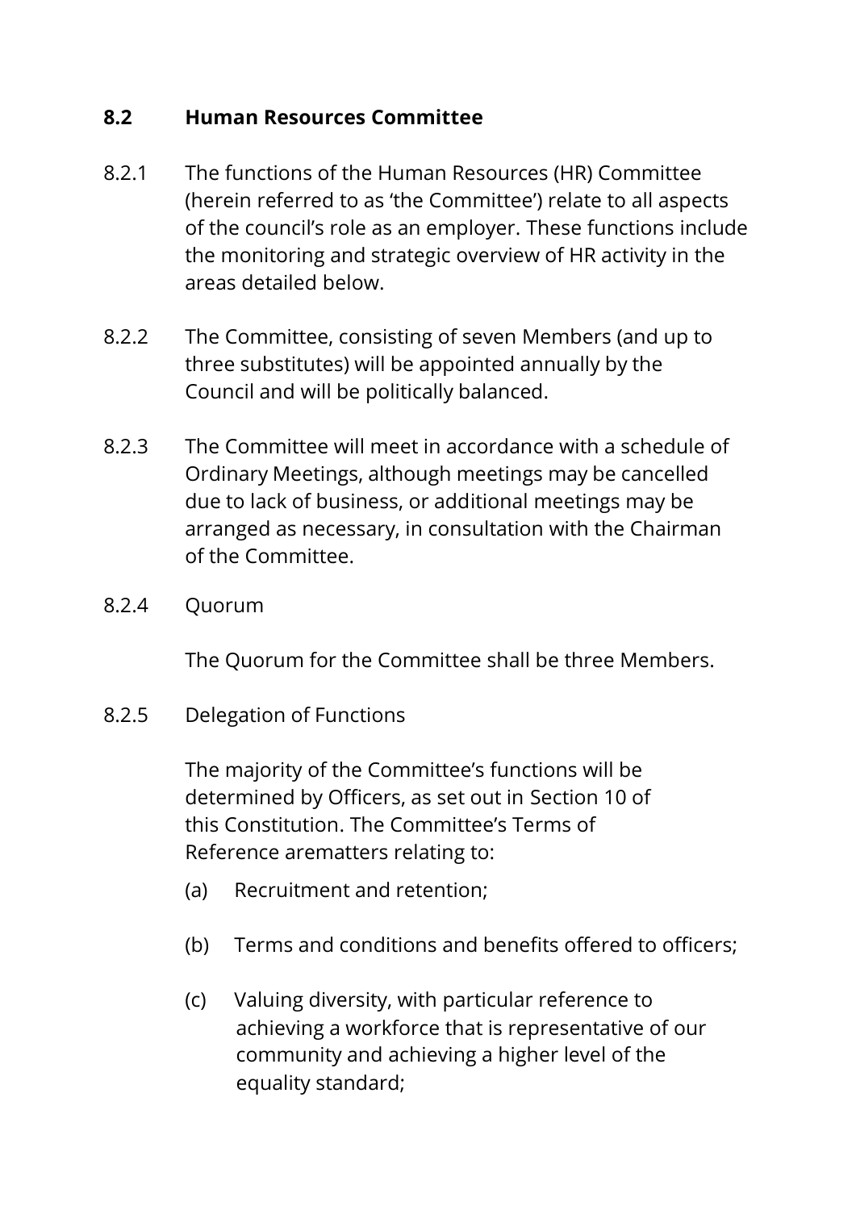## 8.2 Human Resources Committee

8.2.1 The functions of the Human Resources (HR) Committee (herein referred to as 'the Committee') relate to all aspects of the council's role as an employer. These functions include the monitoring and strategic overview of HR activity in the areas detailed below.

8.2.2 The Committee, consisting of seven Members (and up to three substitutes) will be appointed annually by the Council and will be politically balanced.

8.2.3 The Committee will meet in accordance with a schedule of Ordinary Meetings, although meetings may be cancelled due to lack of business, or additional meetings may be arranged as necessary, in consultation with the Chairman of the Committee.

8.2.4 Quorum

The Quorum for the Committee shall be three Members.

8.2.5 Delegation of Functions

The majority of the Committee's functions will be determined by Officers, as set out in Section 10 of this Constitution. The Committee's Terms of Reference arematters relating to:

(a) Recruitment and retention;

(b) Terms and conditions and benefits offered to officers;

(c) Valuing diversity, with particular reference to achieving a workforce that is representative of our community and achieving a higher level of the equality standard;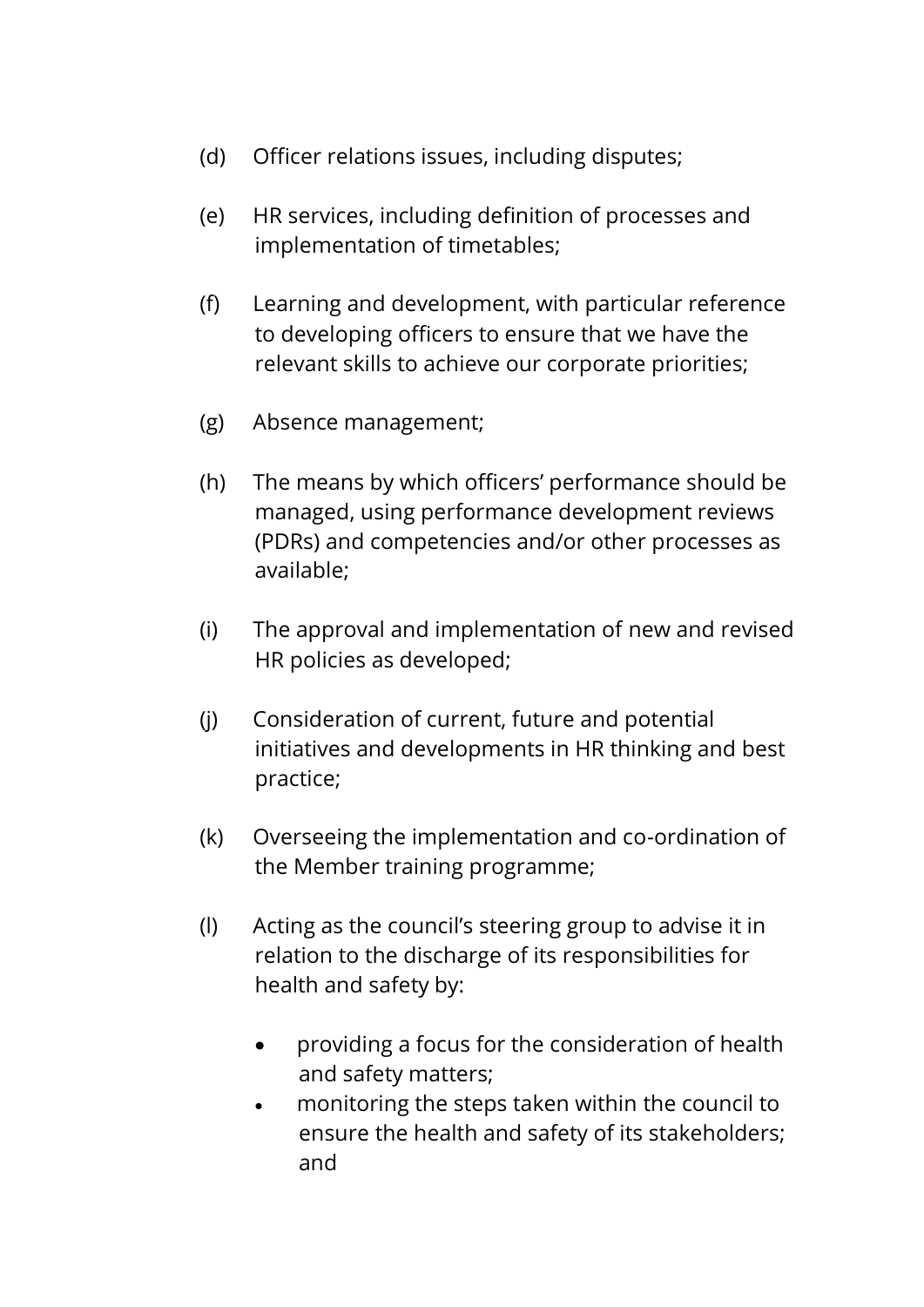(d) Officer relations issues, including disputes;

(e) HR services, including definition of processes and implementation of timetables;

(f) Learning and development, with particular reference to developing officers to ensure that we have the relevant skills to achieve our corporate priorities;

(g) Absence management;

(h) The means by which officers' performance should be managed, using performance development reviews (PDRs) and competencies and/or other processes as available;

(i) The approval and implementation of new and revised HR policies as developed;

(j) Consideration of current, future and potential initiatives and developments in HR thinking and best practice;

(k) Overseeing the implementation and co-ordination of the Member training programme;

(l) Acting as the council's steering group to advise it in relation to the discharge of its responsibilities for health and safety by:

- providing a focus for the consideration of health and safety matters;
- monitoring the steps taken within the council to ensure the health and safety of its stakeholders; and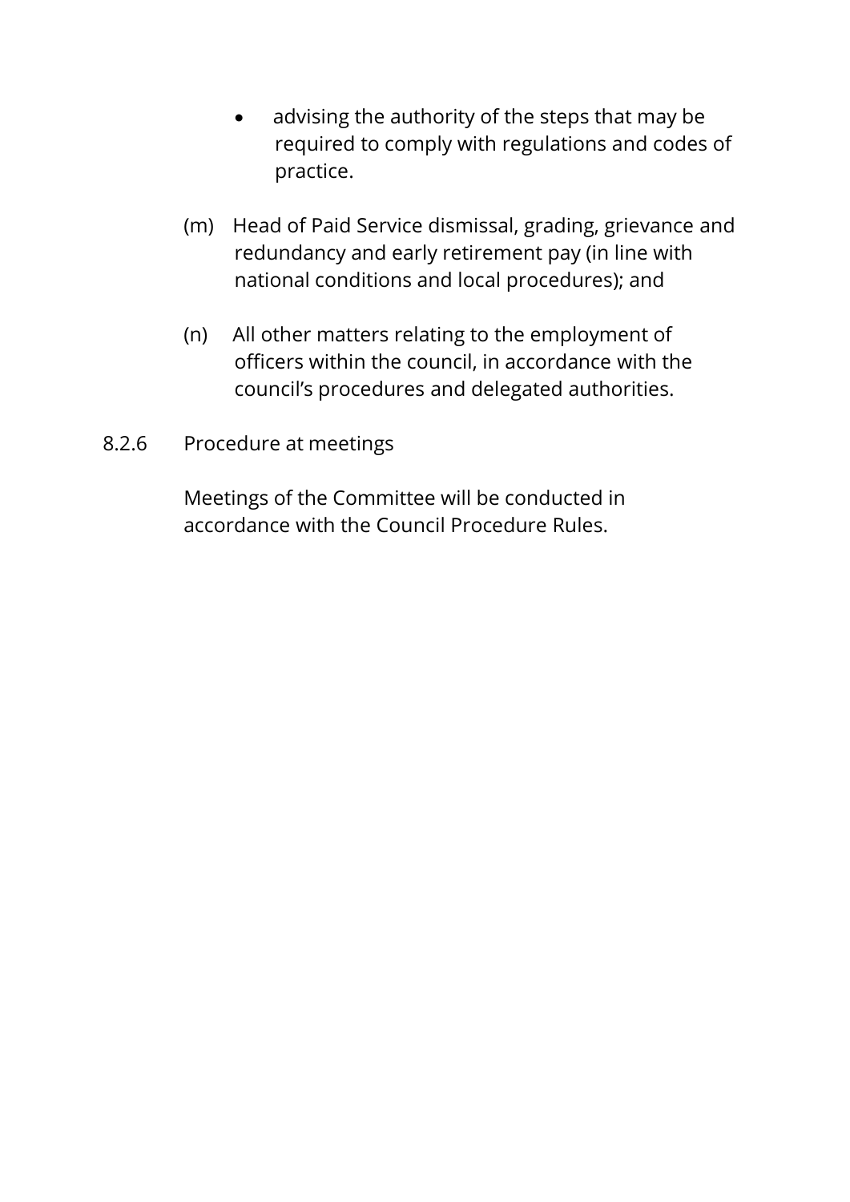- advising the authority of the steps that may be required to comply with regulations and codes of practice.

(m) Head of Paid Service dismissal, grading, grievance and redundancy and early retirement pay (in line with national conditions and local procedures); and

(n) All other matters relating to the employment of officers within the council, in accordance with the council's procedures and delegated authorities.

8.2.6 Procedure at meetings

Meetings of the Committee will be conducted in accordance with the Council Procedure Rules.